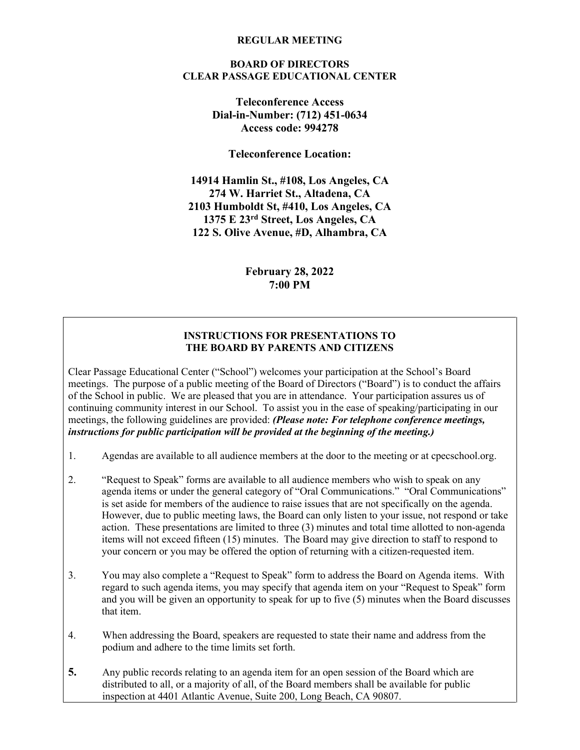**REGULAR MEETING**

**BOARD OF DIRECTORS**
**CLEAR PASSAGE EDUCATIONAL CENTER**

**Teleconference Access**
**Dial-in-Number: (712) 451-0634**
**Access code: 994278**

**Teleconference Location:**

**14914 Hamlin St., #108, Los Angeles, CA**
**274 W. Harriet St., Altadena, CA**
**2103 Humboldt St, #410, Los Angeles, CA**
**1375 E 23rd Street, Los Angeles, CA**
**122 S. Olive Avenue, #D, Alhambra, CA**

**February 28, 2022**
**7:00 PM**

**INSTRUCTIONS FOR PRESENTATIONS TO THE BOARD BY PARENTS AND CITIZENS**

Clear Passage Educational Center ("School") welcomes your participation at the School's Board meetings. The purpose of a public meeting of the Board of Directors ("Board") is to conduct the affairs of the School in public. We are pleased that you are in attendance. Your participation assures us of continuing community interest in our School. To assist you in the ease of speaking/participating in our meetings, the following guidelines are provided: ***(Please note: For telephone conference meetings, instructions for public participation will be provided at the beginning of the meeting.)***

1. Agendas are available to all audience members at the door to the meeting or at cpecschool.org.

2. "Request to Speak" forms are available to all audience members who wish to speak on any agenda items or under the general category of "Oral Communications." "Oral Communications" is set aside for members of the audience to raise issues that are not specifically on the agenda. However, due to public meeting laws, the Board can only listen to your issue, not respond or take action. These presentations are limited to three (3) minutes and total time allotted to non-agenda items will not exceed fifteen (15) minutes. The Board may give direction to staff to respond to your concern or you may be offered the option of returning with a citizen-requested item.

3. You may also complete a "Request to Speak" form to address the Board on Agenda items. With regard to such agenda items, you may specify that agenda item on your "Request to Speak" form and you will be given an opportunity to speak for up to five (5) minutes when the Board discusses that item.

4. When addressing the Board, speakers are requested to state their name and address from the podium and adhere to the time limits set forth.

5. Any public records relating to an agenda item for an open session of the Board which are distributed to all, or a majority of all, of the Board members shall be available for public inspection at 4401 Atlantic Avenue, Suite 200, Long Beach, CA 90807.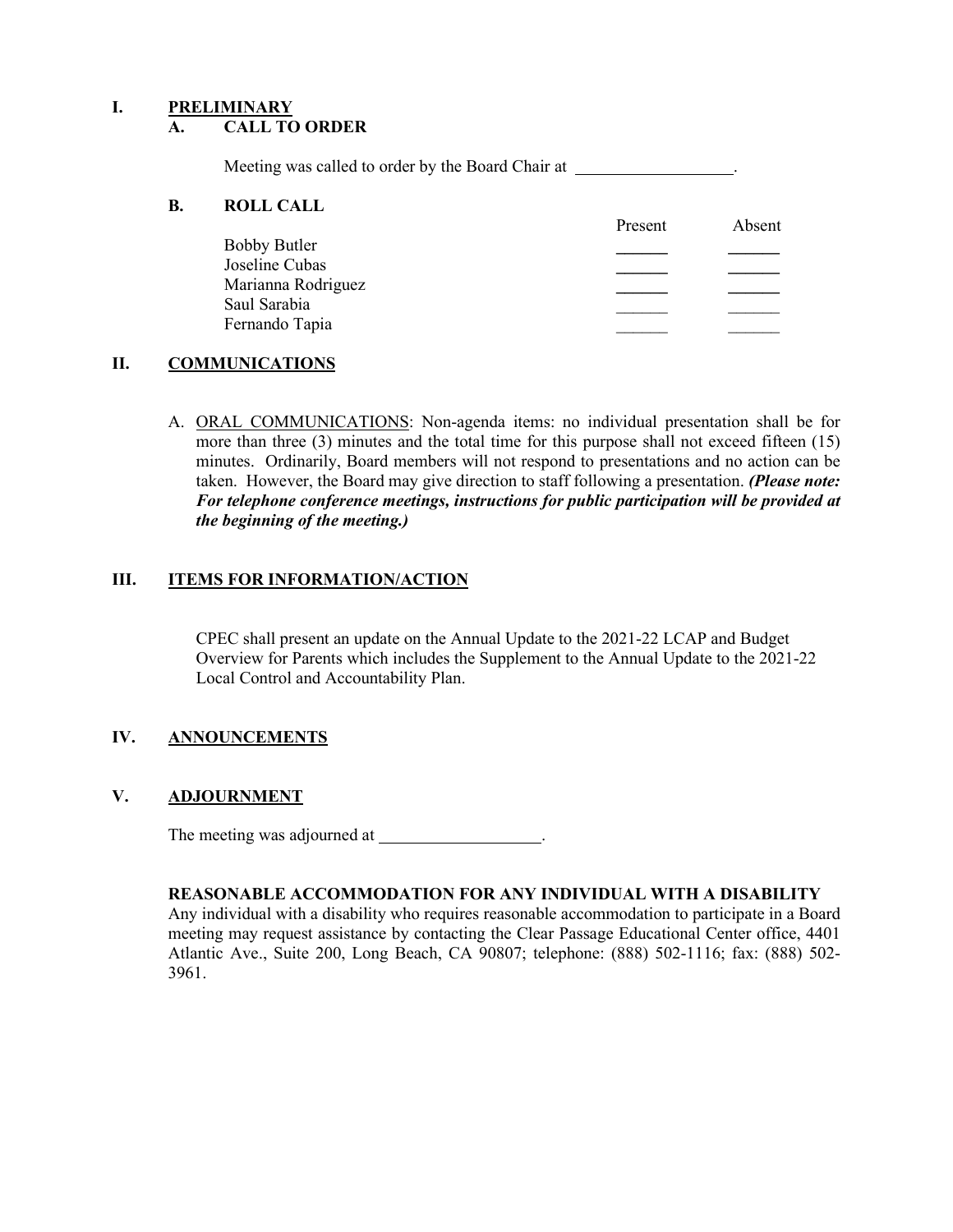## I. PRELIMINARY

### A. CALL TO ORDER

Meeting was called to order by the Board Chair at \_\_\_\_\_\_\_\_\_\_\_\_\_\_\_\_\_\_.

### B. ROLL CALL

| | Present | Absent |
|---|---|---|
| Bobby Butler | \_\_\_\_\_\_ | \_\_\_\_\_\_ |
| Joseline Cubas | \_\_\_\_\_\_ | \_\_\_\_\_\_ |
| Marianna Rodriguez | \_\_\_\_\_\_ | \_\_\_\_\_\_ |
| Saul Sarabia | \_\_\_\_\_\_ | \_\_\_\_\_\_ |
| Fernando Tapia | \_\_\_\_\_\_ | \_\_\_\_\_\_ |

## II. COMMUNICATIONS

A. ORAL COMMUNICATIONS: Non-agenda items: no individual presentation shall be for more than three (3) minutes and the total time for this purpose shall not exceed fifteen (15) minutes. Ordinarily, Board members will not respond to presentations and no action can be taken. However, the Board may give direction to staff following a presentation. ***(Please note: For telephone conference meetings, instructions for public participation will be provided at the beginning of the meeting.)***

## III. ITEMS FOR INFORMATION/ACTION

CPEC shall present an update on the Annual Update to the 2021-22 LCAP and Budget Overview for Parents which includes the Supplement to the Annual Update to the 2021-22 Local Control and Accountability Plan.

## IV. ANNOUNCEMENTS

## V. ADJOURNMENT

The meeting was adjourned at \_\_\_\_\_\_\_\_\_\_\_\_\_\_\_\_\_\_\_.

**REASONABLE ACCOMMODATION FOR ANY INDIVIDUAL WITH A DISABILITY**

Any individual with a disability who requires reasonable accommodation to participate in a Board meeting may request assistance by contacting the Clear Passage Educational Center office, 4401 Atlantic Ave., Suite 200, Long Beach, CA 90807; telephone: (888) 502-1116; fax: (888) 502-3961.